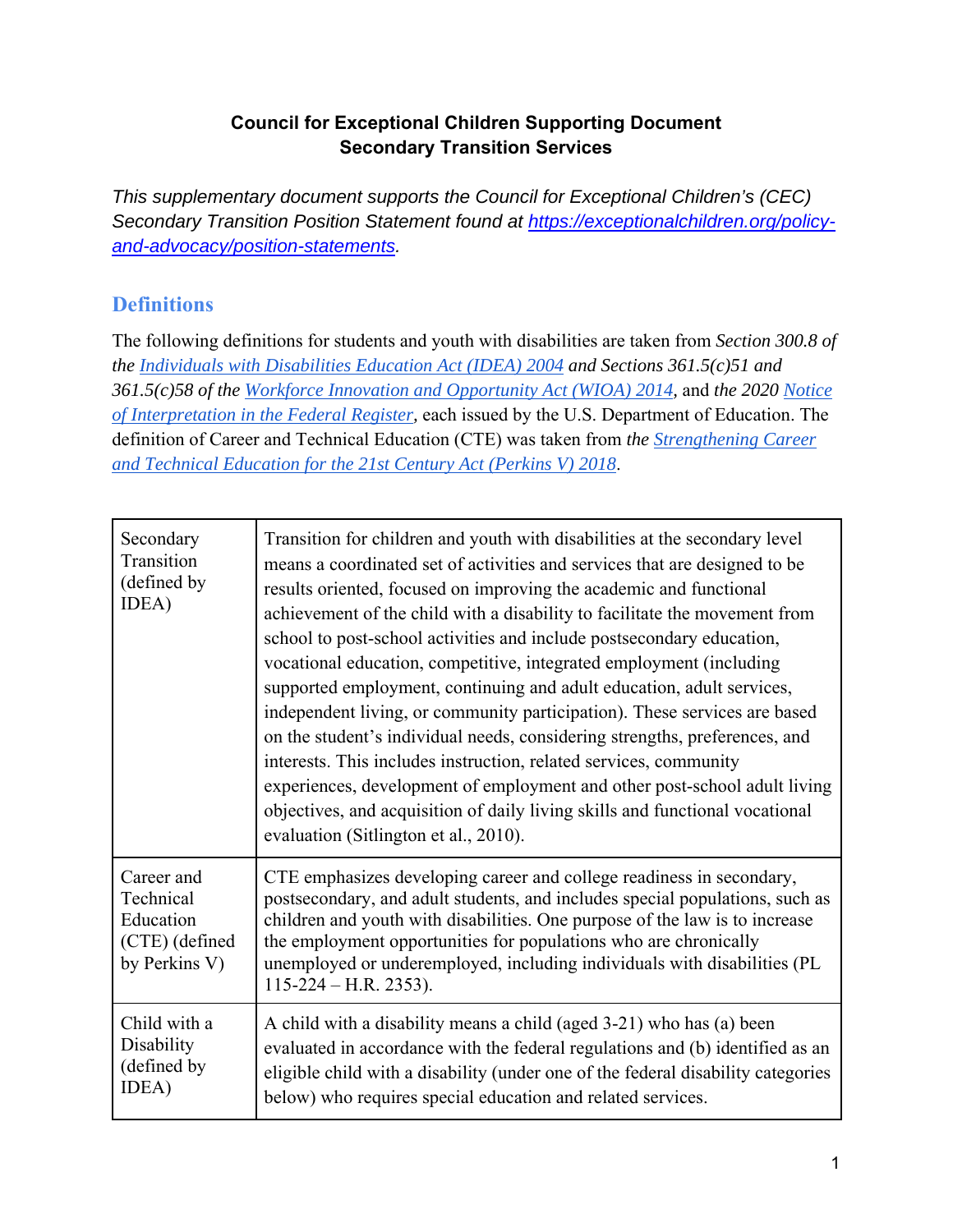**Council for Exceptional Children Supporting Document**
**Secondary Transition Services**

*This supplementary document supports the Council for Exceptional Children's (CEC) Secondary Transition Position Statement found at [https://exceptionalchildren.org/policy-and-advocacy/position-statements](https://exceptionalchildren.org/policy-and-advocacy/position-statements).*

## Definitions

The following definitions for students and youth with disabilities are taken from *Section 300.8 of the [Individuals with Disabilities Education Act (IDEA) 2004](#) and Sections 361.5(c)51 and 361.5(c)58 of the [Workforce Innovation and Opportunity Act (WIOA) 2014](#),* and *the 2020 [Notice of Interpretation in the Federal Register](#),* each issued by the U.S. Department of Education. The definition of Career and Technical Education (CTE) was taken from *the [Strengthening Career and Technical Education for the 21st Century Act (Perkins V) 2018](#).*

| | |
|---|---|
| Secondary Transition (defined by IDEA) | Transition for children and youth with disabilities at the secondary level means a coordinated set of activities and services that are designed to be results oriented, focused on improving the academic and functional achievement of the child with a disability to facilitate the movement from school to post-school activities and include postsecondary education, vocational education, competitive, integrated employment (including supported employment, continuing and adult education, adult services, independent living, or community participation). These services are based on the student's individual needs, considering strengths, preferences, and interests. This includes instruction, related services, community experiences, development of employment and other post-school adult living objectives, and acquisition of daily living skills and functional vocational evaluation (Sitlington et al., 2010). |
| Career and Technical Education (CTE) (defined by Perkins V) | CTE emphasizes developing career and college readiness in secondary, postsecondary, and adult students, and includes special populations, such as children and youth with disabilities. One purpose of the law is to increase the employment opportunities for populations who are chronically unemployed or underemployed, including individuals with disabilities (PL 115-224 – H.R. 2353). |
| Child with a Disability (defined by IDEA) | A child with a disability means a child (aged 3-21) who has (a) been evaluated in accordance with the federal regulations and (b) identified as an eligible child with a disability (under one of the federal disability categories below) who requires special education and related services. |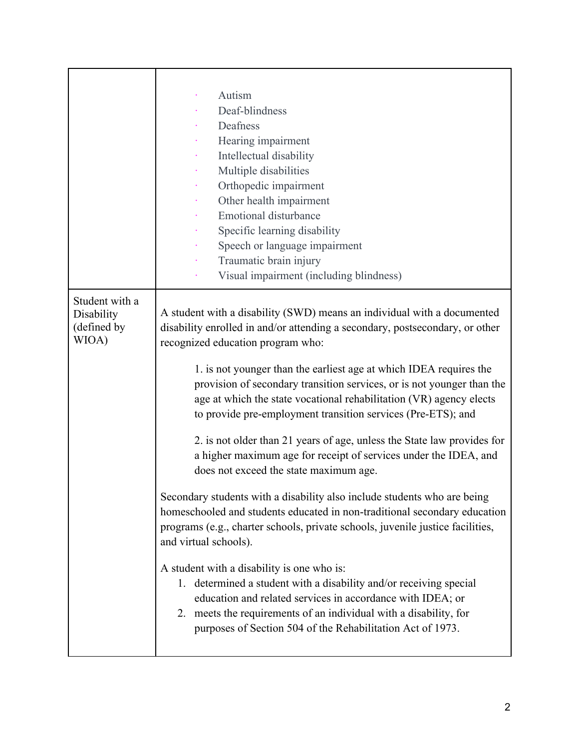| | |
|---|---|
| | · Autism<br>· Deaf-blindness<br>· Deafness<br>· Hearing impairment<br>· Intellectual disability<br>· Multiple disabilities<br>· Orthopedic impairment<br>· Other health impairment<br>· Emotional disturbance<br>· Specific learning disability<br>· Speech or language impairment<br>· Traumatic brain injury<br>· Visual impairment (including blindness) |
| Student with a Disability (defined by WIOA) | A student with a disability (SWD) means an individual with a documented disability enrolled in and/or attending a secondary, postsecondary, or other recognized education program who:<br><br>1. is not younger than the earliest age at which IDEA requires the provision of secondary transition services, or is not younger than the age at which the state vocational rehabilitation (VR) agency elects to provide pre-employment transition services (Pre-ETS); and<br><br>2. is not older than 21 years of age, unless the State law provides for a higher maximum age for receipt of services under the IDEA, and does not exceed the state maximum age.<br><br>Secondary students with a disability also include students who are being homeschooled and students educated in non-traditional secondary education programs (e.g., charter schools, private schools, juvenile justice facilities, and virtual schools).<br><br>A student with a disability is one who is:<br>1. determined a student with a disability and/or receiving special education and related services in accordance with IDEA; or<br>2. meets the requirements of an individual with a disability, for purposes of Section 504 of the Rehabilitation Act of 1973. |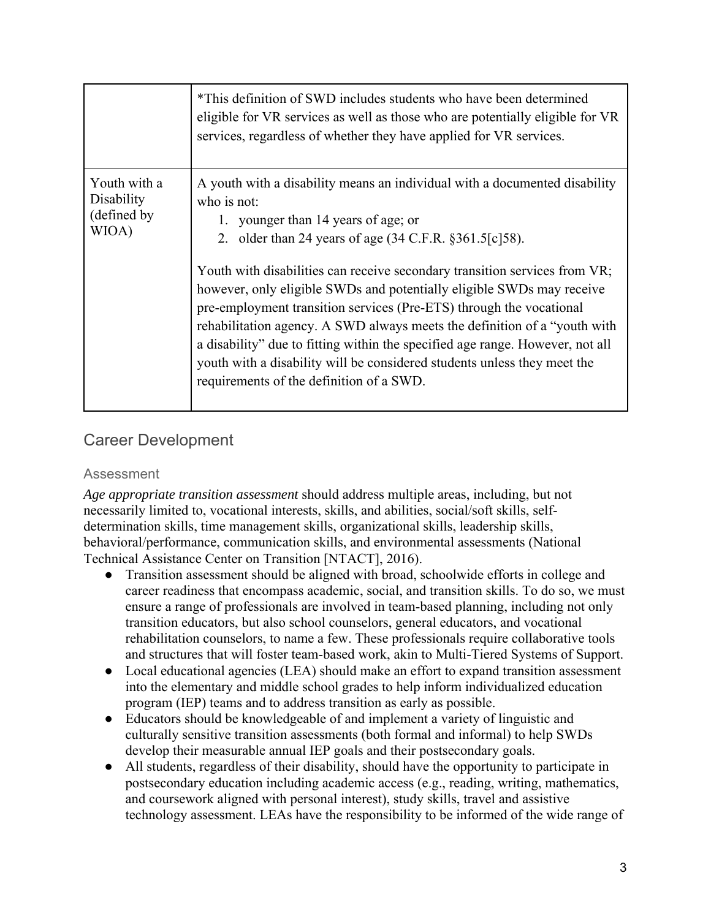| | |
|---|---|
| | *This definition of SWD includes students who have been determined eligible for VR services as well as those who are potentially eligible for VR services, regardless of whether they have applied for VR services. |
| Youth with a Disability (defined by WIOA) | A youth with a disability means an individual with a documented disability who is not:<br>1. younger than 14 years of age; or<br>2. older than 24 years of age (34 C.F.R. §361.5[c]58).<br><br>Youth with disabilities can receive secondary transition services from VR; however, only eligible SWDs and potentially eligible SWDs may receive pre-employment transition services (Pre-ETS) through the vocational rehabilitation agency. A SWD always meets the definition of a "youth with a disability" due to fitting within the specified age range. However, not all youth with a disability will be considered students unless they meet the requirements of the definition of a SWD. |

## Career Development

### Assessment

*Age appropriate transition assessment* should address multiple areas, including, but not necessarily limited to, vocational interests, skills, and abilities, social/soft skills, self-determination skills, time management skills, organizational skills, leadership skills, behavioral/performance, communication skills, and environmental assessments (National Technical Assistance Center on Transition [NTACT], 2016).

- Transition assessment should be aligned with broad, schoolwide efforts in college and career readiness that encompass academic, social, and transition skills. To do so, we must ensure a range of professionals are involved in team-based planning, including not only transition educators, but also school counselors, general educators, and vocational rehabilitation counselors, to name a few. These professionals require collaborative tools and structures that will foster team-based work, akin to Multi-Tiered Systems of Support.
- Local educational agencies (LEA) should make an effort to expand transition assessment into the elementary and middle school grades to help inform individualized education program (IEP) teams and to address transition as early as possible.
- Educators should be knowledgeable of and implement a variety of linguistic and culturally sensitive transition assessments (both formal and informal) to help SWDs develop their measurable annual IEP goals and their postsecondary goals.
- All students, regardless of their disability, should have the opportunity to participate in postsecondary education including academic access (e.g., reading, writing, mathematics, and coursework aligned with personal interest), study skills, travel and assistive technology assessment. LEAs have the responsibility to be informed of the wide range of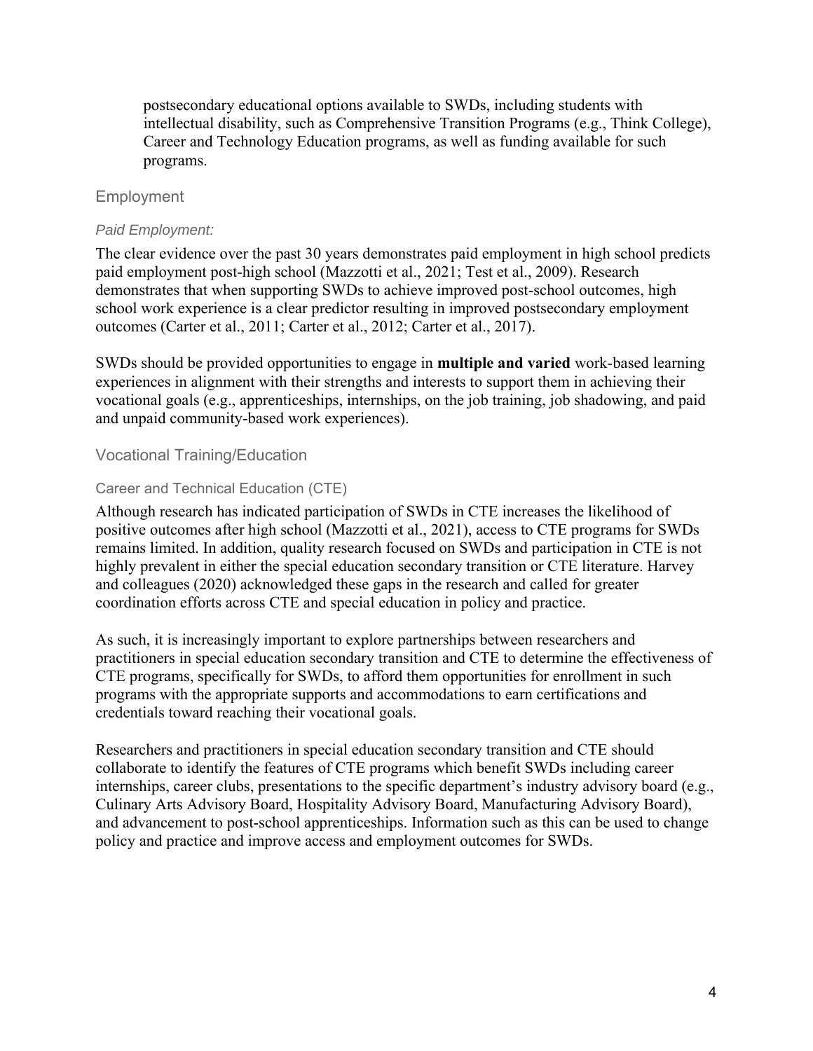postsecondary educational options available to SWDs, including students with intellectual disability, such as Comprehensive Transition Programs (e.g., Think College), Career and Technology Education programs, as well as funding available for such programs.

## Employment

### *Paid Employment:*

The clear evidence over the past 30 years demonstrates paid employment in high school predicts paid employment post-high school (Mazzotti et al., 2021; Test et al., 2009). Research demonstrates that when supporting SWDs to achieve improved post-school outcomes, high school work experience is a clear predictor resulting in improved postsecondary employment outcomes (Carter et al., 2011; Carter et al., 2012; Carter et al., 2017).

SWDs should be provided opportunities to engage in **multiple and varied** work-based learning experiences in alignment with their strengths and interests to support them in achieving their vocational goals (e.g., apprenticeships, internships, on the job training, job shadowing, and paid and unpaid community-based work experiences).

## Vocational Training/Education

### Career and Technical Education (CTE)

Although research has indicated participation of SWDs in CTE increases the likelihood of positive outcomes after high school (Mazzotti et al., 2021), access to CTE programs for SWDs remains limited. In addition, quality research focused on SWDs and participation in CTE is not highly prevalent in either the special education secondary transition or CTE literature. Harvey and colleagues (2020) acknowledged these gaps in the research and called for greater coordination efforts across CTE and special education in policy and practice.

As such, it is increasingly important to explore partnerships between researchers and practitioners in special education secondary transition and CTE to determine the effectiveness of CTE programs, specifically for SWDs, to afford them opportunities for enrollment in such programs with the appropriate supports and accommodations to earn certifications and credentials toward reaching their vocational goals.

Researchers and practitioners in special education secondary transition and CTE should collaborate to identify the features of CTE programs which benefit SWDs including career internships, career clubs, presentations to the specific department's industry advisory board (e.g., Culinary Arts Advisory Board, Hospitality Advisory Board, Manufacturing Advisory Board), and advancement to post-school apprenticeships. Information such as this can be used to change policy and practice and improve access and employment outcomes for SWDs.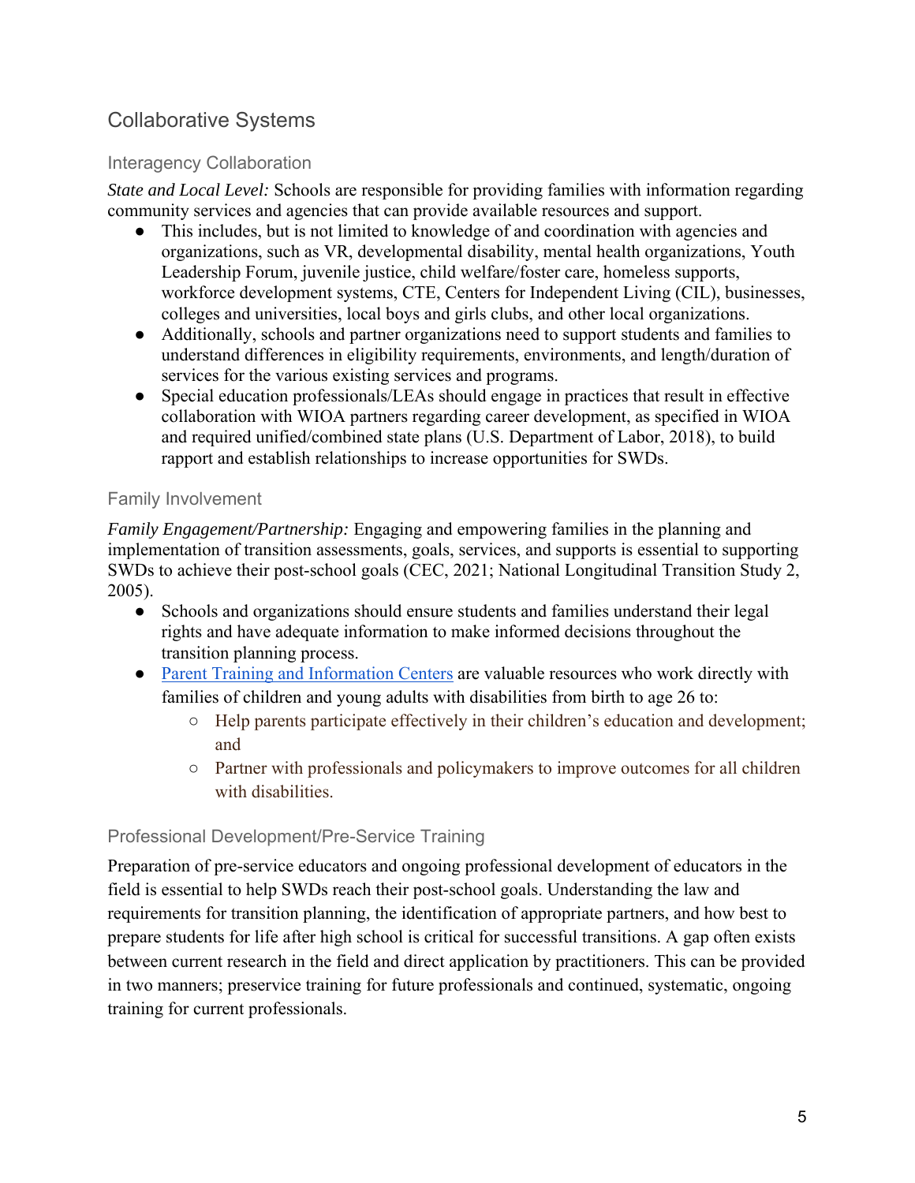## Collaborative Systems

### Interagency Collaboration

*State and Local Level:* Schools are responsible for providing families with information regarding community services and agencies that can provide available resources and support.

- This includes, but is not limited to knowledge of and coordination with agencies and organizations, such as VR, developmental disability, mental health organizations, Youth Leadership Forum, juvenile justice, child welfare/foster care, homeless supports, workforce development systems, CTE, Centers for Independent Living (CIL), businesses, colleges and universities, local boys and girls clubs, and other local organizations.
- Additionally, schools and partner organizations need to support students and families to understand differences in eligibility requirements, environments, and length/duration of services for the various existing services and programs.
- Special education professionals/LEAs should engage in practices that result in effective collaboration with WIOA partners regarding career development, as specified in WIOA and required unified/combined state plans (U.S. Department of Labor, 2018), to build rapport and establish relationships to increase opportunities for SWDs.

### Family Involvement

*Family Engagement/Partnership:* Engaging and empowering families in the planning and implementation of transition assessments, goals, services, and supports is essential to supporting SWDs to achieve their post-school goals (CEC, 2021; National Longitudinal Transition Study 2, 2005).

- Schools and organizations should ensure students and families understand their legal rights and have adequate information to make informed decisions throughout the transition planning process.
- [Parent Training and Information Centers]() are valuable resources who work directly with families of children and young adults with disabilities from birth to age 26 to:
  - Help parents participate effectively in their children's education and development; and
  - Partner with professionals and policymakers to improve outcomes for all children with disabilities.

### Professional Development/Pre-Service Training

Preparation of pre-service educators and ongoing professional development of educators in the field is essential to help SWDs reach their post-school goals. Understanding the law and requirements for transition planning, the identification of appropriate partners, and how best to prepare students for life after high school is critical for successful transitions. A gap often exists between current research in the field and direct application by practitioners. This can be provided in two manners; preservice training for future professionals and continued, systematic, ongoing training for current professionals.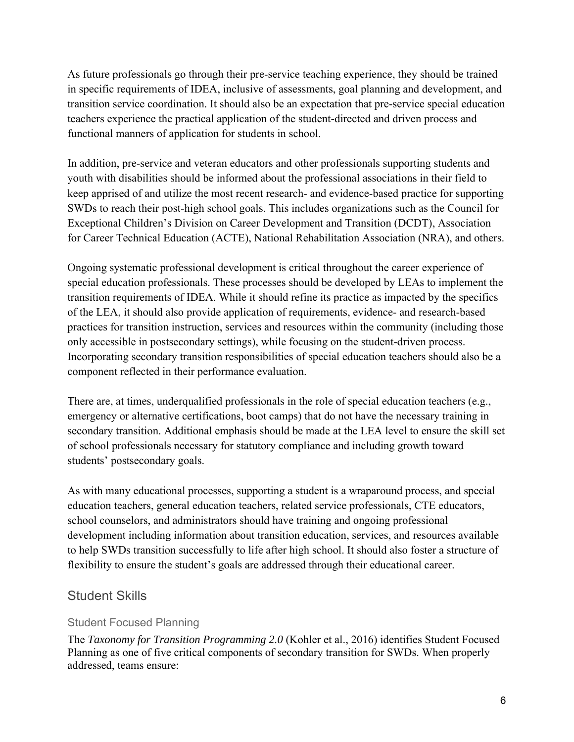As future professionals go through their pre-service teaching experience, they should be trained in specific requirements of IDEA, inclusive of assessments, goal planning and development, and transition service coordination. It should also be an expectation that pre-service special education teachers experience the practical application of the student-directed and driven process and functional manners of application for students in school.

In addition, pre-service and veteran educators and other professionals supporting students and youth with disabilities should be informed about the professional associations in their field to keep apprised of and utilize the most recent research- and evidence-based practice for supporting SWDs to reach their post-high school goals. This includes organizations such as the Council for Exceptional Children's Division on Career Development and Transition (DCDT), Association for Career Technical Education (ACTE), National Rehabilitation Association (NRA), and others.

Ongoing systematic professional development is critical throughout the career experience of special education professionals. These processes should be developed by LEAs to implement the transition requirements of IDEA. While it should refine its practice as impacted by the specifics of the LEA, it should also provide application of requirements, evidence- and research-based practices for transition instruction, services and resources within the community (including those only accessible in postsecondary settings), while focusing on the student-driven process. Incorporating secondary transition responsibilities of special education teachers should also be a component reflected in their performance evaluation.

There are, at times, underqualified professionals in the role of special education teachers (e.g., emergency or alternative certifications, boot camps) that do not have the necessary training in secondary transition. Additional emphasis should be made at the LEA level to ensure the skill set of school professionals necessary for statutory compliance and including growth toward students' postsecondary goals.

As with many educational processes, supporting a student is a wraparound process, and special education teachers, general education teachers, related service professionals, CTE educators, school counselors, and administrators should have training and ongoing professional development including information about transition education, services, and resources available to help SWDs transition successfully to life after high school. It should also foster a structure of flexibility to ensure the student's goals are addressed through their educational career.

## Student Skills

### Student Focused Planning

The *Taxonomy for Transition Programming 2.0* (Kohler et al., 2016) identifies Student Focused Planning as one of five critical components of secondary transition for SWDs. When properly addressed, teams ensure: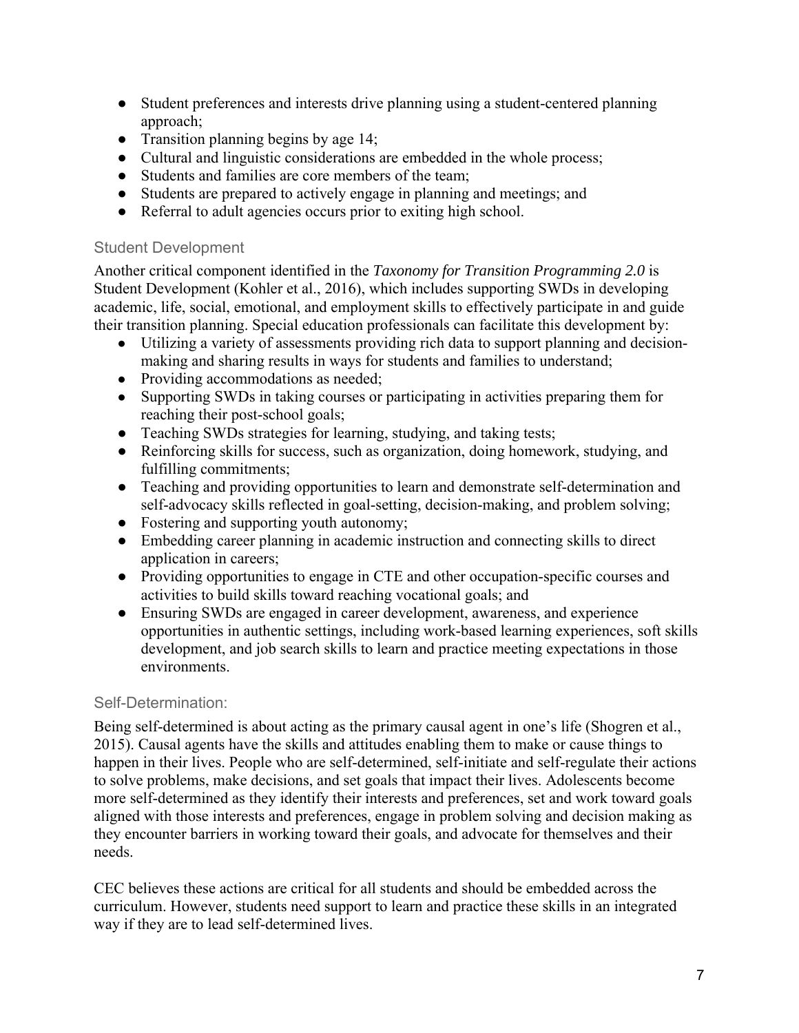- Student preferences and interests drive planning using a student-centered planning approach;
- Transition planning begins by age 14;
- Cultural and linguistic considerations are embedded in the whole process;
- Students and families are core members of the team;
- Students are prepared to actively engage in planning and meetings; and
- Referral to adult agencies occurs prior to exiting high school.

### Student Development

Another critical component identified in the *Taxonomy for Transition Programming 2.0* is Student Development (Kohler et al., 2016), which includes supporting SWDs in developing academic, life, social, emotional, and employment skills to effectively participate in and guide their transition planning. Special education professionals can facilitate this development by:

- Utilizing a variety of assessments providing rich data to support planning and decision-making and sharing results in ways for students and families to understand;
- Providing accommodations as needed;
- Supporting SWDs in taking courses or participating in activities preparing them for reaching their post-school goals;
- Teaching SWDs strategies for learning, studying, and taking tests;
- Reinforcing skills for success, such as organization, doing homework, studying, and fulfilling commitments;
- Teaching and providing opportunities to learn and demonstrate self-determination and self-advocacy skills reflected in goal-setting, decision-making, and problem solving;
- Fostering and supporting youth autonomy;
- Embedding career planning in academic instruction and connecting skills to direct application in careers;
- Providing opportunities to engage in CTE and other occupation-specific courses and activities to build skills toward reaching vocational goals; and
- Ensuring SWDs are engaged in career development, awareness, and experience opportunities in authentic settings, including work-based learning experiences, soft skills development, and job search skills to learn and practice meeting expectations in those environments.

### Self-Determination:

Being self-determined is about acting as the primary causal agent in one's life (Shogren et al., 2015). Causal agents have the skills and attitudes enabling them to make or cause things to happen in their lives. People who are self-determined, self-initiate and self-regulate their actions to solve problems, make decisions, and set goals that impact their lives. Adolescents become more self-determined as they identify their interests and preferences, set and work toward goals aligned with those interests and preferences, engage in problem solving and decision making as they encounter barriers in working toward their goals, and advocate for themselves and their needs.

CEC believes these actions are critical for all students and should be embedded across the curriculum. However, students need support to learn and practice these skills in an integrated way if they are to lead self-determined lives.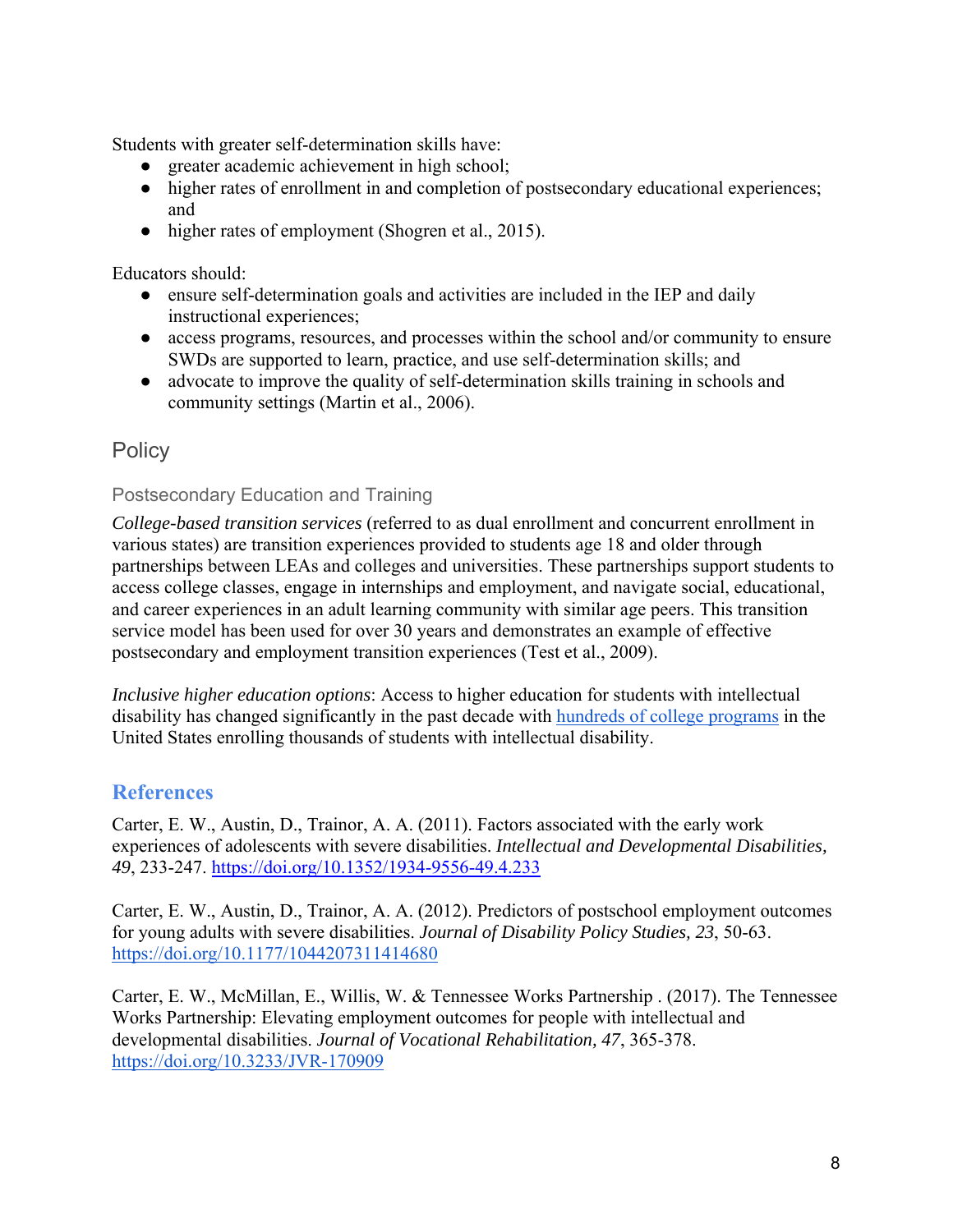Students with greater self-determination skills have:

- greater academic achievement in high school;
- higher rates of enrollment in and completion of postsecondary educational experiences; and
- higher rates of employment (Shogren et al., 2015).

Educators should:

- ensure self-determination goals and activities are included in the IEP and daily instructional experiences;
- access programs, resources, and processes within the school and/or community to ensure SWDs are supported to learn, practice, and use self-determination skills; and
- advocate to improve the quality of self-determination skills training in schools and community settings (Martin et al., 2006).

## Policy

### Postsecondary Education and Training

*College-based transition services* (referred to as dual enrollment and concurrent enrollment in various states) are transition experiences provided to students age 18 and older through partnerships between LEAs and colleges and universities. These partnerships support students to access college classes, engage in internships and employment, and navigate social, educational, and career experiences in an adult learning community with similar age peers. This transition service model has been used for over 30 years and demonstrates an example of effective postsecondary and employment transition experiences (Test et al., 2009).

*Inclusive higher education options*: Access to higher education for students with intellectual disability has changed significantly in the past decade with hundreds of college programs in the United States enrolling thousands of students with intellectual disability.

## References

Carter, E. W., Austin, D., Trainor, A. A. (2011). Factors associated with the early work experiences of adolescents with severe disabilities. *Intellectual and Developmental Disabilities, 49*, 233-247. https://doi.org/10.1352/1934-9556-49.4.233

Carter, E. W., Austin, D., Trainor, A. A. (2012). Predictors of postschool employment outcomes for young adults with severe disabilities. *Journal of Disability Policy Studies, 23*, 50-63. https://doi.org/10.1177/1044207311414680

Carter, E. W., McMillan, E., Willis, W. & Tennessee Works Partnership . (2017). The Tennessee Works Partnership: Elevating employment outcomes for people with intellectual and developmental disabilities. *Journal of Vocational Rehabilitation, 47*, 365-378. https://doi.org/10.3233/JVR-170909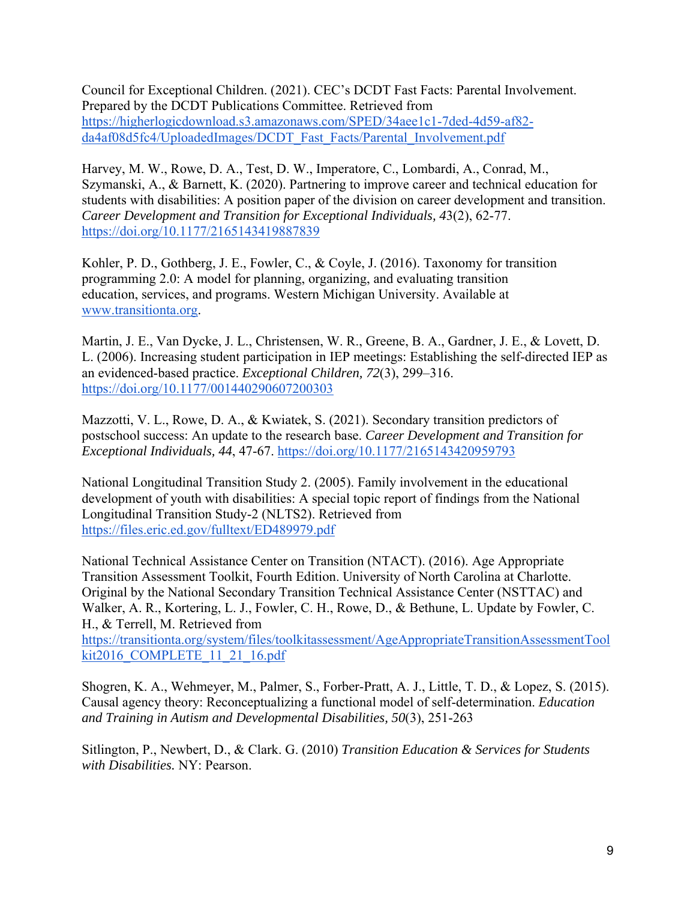Council for Exceptional Children. (2021). CEC's DCDT Fast Facts: Parental Involvement. Prepared by the DCDT Publications Committee. Retrieved from https://higherlogicdownload.s3.amazonaws.com/SPED/34aee1c1-7ded-4d59-af82-da4af08d5fc4/UploadedImages/DCDT_Fast_Facts/Parental_Involvement.pdf

Harvey, M. W., Rowe, D. A., Test, D. W., Imperatore, C., Lombardi, A., Conrad, M., Szymanski, A., & Barnett, K. (2020). Partnering to improve career and technical education for students with disabilities: A position paper of the division on career development and transition. *Career Development and Transition for Exceptional Individuals, 43*(2), 62-77. https://doi.org/10.1177/2165143419887839

Kohler, P. D., Gothberg, J. E., Fowler, C., & Coyle, J. (2016). Taxonomy for transition programming 2.0: A model for planning, organizing, and evaluating transition education, services, and programs. Western Michigan University. Available at www.transitionta.org.

Martin, J. E., Van Dycke, J. L., Christensen, W. R., Greene, B. A., Gardner, J. E., & Lovett, D. L. (2006). Increasing student participation in IEP meetings: Establishing the self-directed IEP as an evidenced-based practice. *Exceptional Children, 72*(3), 299–316. https://doi.org/10.1177/001440290607200303

Mazzotti, V. L., Rowe, D. A., & Kwiatek, S. (2021). Secondary transition predictors of postschool success: An update to the research base. *Career Development and Transition for Exceptional Individuals, 44*, 47-67. https://doi.org/10.1177/2165143420959793

National Longitudinal Transition Study 2. (2005). Family involvement in the educational development of youth with disabilities: A special topic report of findings from the National Longitudinal Transition Study-2 (NLTS2). Retrieved from https://files.eric.ed.gov/fulltext/ED489979.pdf

National Technical Assistance Center on Transition (NTACT). (2016). Age Appropriate Transition Assessment Toolkit, Fourth Edition. University of North Carolina at Charlotte. Original by the National Secondary Transition Technical Assistance Center (NSTTAC) and Walker, A. R., Kortering, L. J., Fowler, C. H., Rowe, D., & Bethune, L. Update by Fowler, C. H., & Terrell, M. Retrieved from https://transitionta.org/system/files/toolkitassessment/AgeAppropriateTransitionAssessmentToolkit2016_COMPLETE_11_21_16.pdf

Shogren, K. A., Wehmeyer, M., Palmer, S., Forber-Pratt, A. J., Little, T. D., & Lopez, S. (2015). Causal agency theory: Reconceptualizing a functional model of self-determination. *Education and Training in Autism and Developmental Disabilities, 50*(3), 251-263

Sitlington, P., Newbert, D., & Clark. G. (2010) *Transition Education & Services for Students with Disabilities.* NY: Pearson.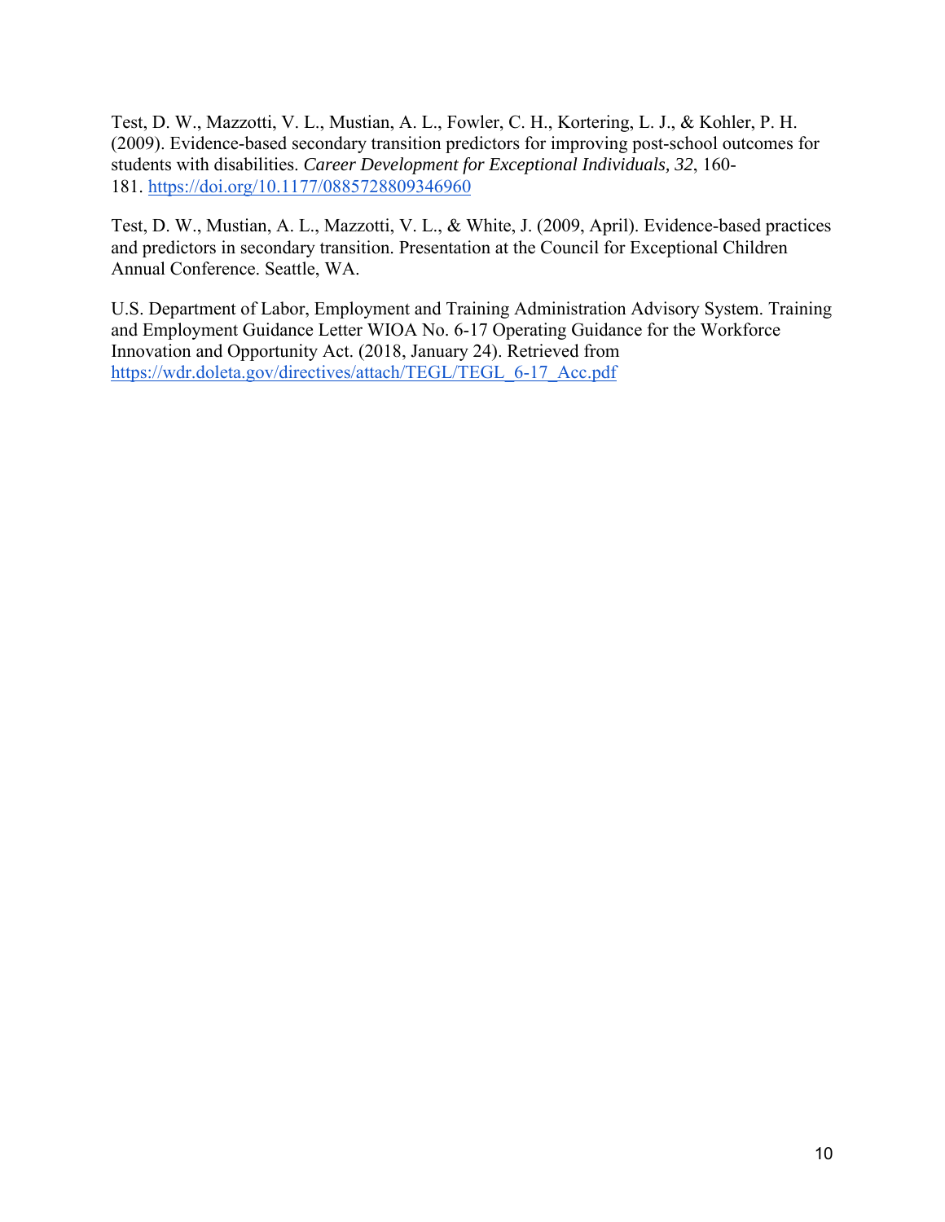Test, D. W., Mazzotti, V. L., Mustian, A. L., Fowler, C. H., Kortering, L. J., & Kohler, P. H. (2009). Evidence-based secondary transition predictors for improving post-school outcomes for students with disabilities. *Career Development for Exceptional Individuals, 32*, 160-181. https://doi.org/10.1177/0885728809346960

Test, D. W., Mustian, A. L., Mazzotti, V. L., & White, J. (2009, April). Evidence-based practices and predictors in secondary transition. Presentation at the Council for Exceptional Children Annual Conference. Seattle, WA.

U.S. Department of Labor, Employment and Training Administration Advisory System. Training and Employment Guidance Letter WIOA No. 6-17 Operating Guidance for the Workforce Innovation and Opportunity Act. (2018, January 24). Retrieved from https://wdr.doleta.gov/directives/attach/TEGL/TEGL_6-17_Acc.pdf